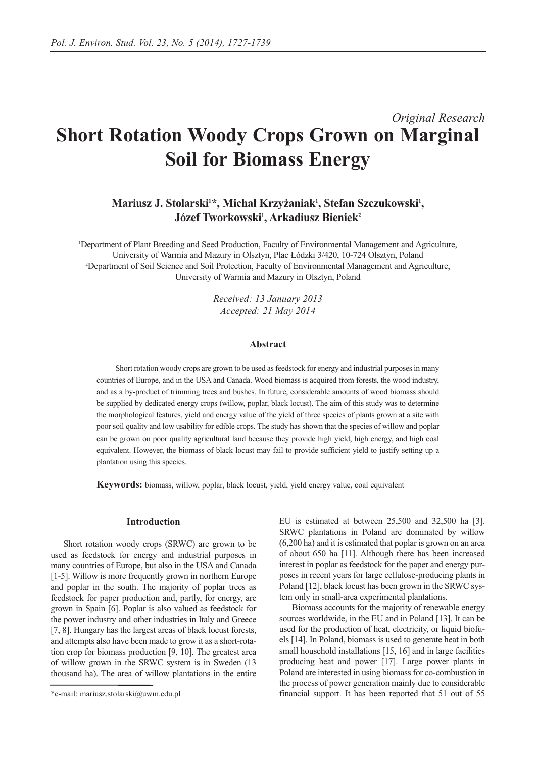*Original Research*

# Short Rotation Woody Crops Grown on Marginal Soil for Biomass Energy

**Mariusz J. Stolarski[1]*, Michał Krzyżaniak[1], Stefan Szczukowski[1], Józef Tworkowski[1], Arkadiusz Bieniek[2]**

[1]Department of Plant Breeding and Seed Production, Faculty of Environmental Management and Agriculture, University of Warmia and Mazury in Olsztyn, Plac Łódzki 3/420, 10-724 Olsztyn, Poland
[2]Department of Soil Science and Soil Protection, Faculty of Environmental Management and Agriculture, University of Warmia and Mazury in Olsztyn, Poland

*Received: 13 January 2013*
*Accepted: 21 May 2014*

## Abstract

Short rotation woody crops are grown to be used as feedstock for energy and industrial purposes in many countries of Europe, and in the USA and Canada. Wood biomass is acquired from forests, the wood industry, and as a by-product of trimming trees and bushes. In future, considerable amounts of wood biomass should be supplied by dedicated energy crops (willow, poplar, black locust). The aim of this study was to determine the morphological features, yield and energy value of the yield of three species of plants grown at a site with poor soil quality and low usability for edible crops. The study has shown that the species of willow and poplar can be grown on poor quality agricultural land because they provide high yield, high energy, and high coal equivalent. However, the biomass of black locust may fail to provide sufficient yield to justify setting up a plantation using this species.

**Keywords:** biomass, willow, poplar, black locust, yield, yield energy value, coal equivalent

## Introduction

Short rotation woody crops (SRWC) are grown to be used as feedstock for energy and industrial purposes in many countries of Europe, but also in the USA and Canada [1-5]. Willow is more frequently grown in northern Europe and poplar in the south. The majority of poplar trees as feedstock for paper production and, partly, for energy, are grown in Spain [6]. Poplar is also valued as feedstock for the power industry and other industries in Italy and Greece [7, 8]. Hungary has the largest areas of black locust forests, and attempts also have been made to grow it as a short-rotation crop for biomass production [9, 10]. The greatest area of willow grown in the SRWC system is in Sweden (13 thousand ha). The area of willow plantations in the entire EU is estimated at between 25,500 and 32,500 ha [3]. SRWC plantations in Poland are dominated by willow (6,200 ha) and it is estimated that poplar is grown on an area of about 650 ha [11]. Although there has been increased interest in poplar as feedstock for the paper and energy purposes in recent years for large cellulose-producing plants in Poland [12], black locust has been grown in the SRWC system only in small-area experimental plantations.

Biomass accounts for the majority of renewable energy sources worldwide, in the EU and in Poland [13]. It can be used for the production of heat, electricity, or liquid biofuels [14]. In Poland, biomass is used to generate heat in both small household installations [15, 16] and in large facilities producing heat and power [17]. Large power plants in Poland are interested in using biomass for co-combustion in the process of power generation mainly due to considerable financial support. It has been reported that 51 out of 55

*e-mail: mariusz.stolarski@uwm.edu.pl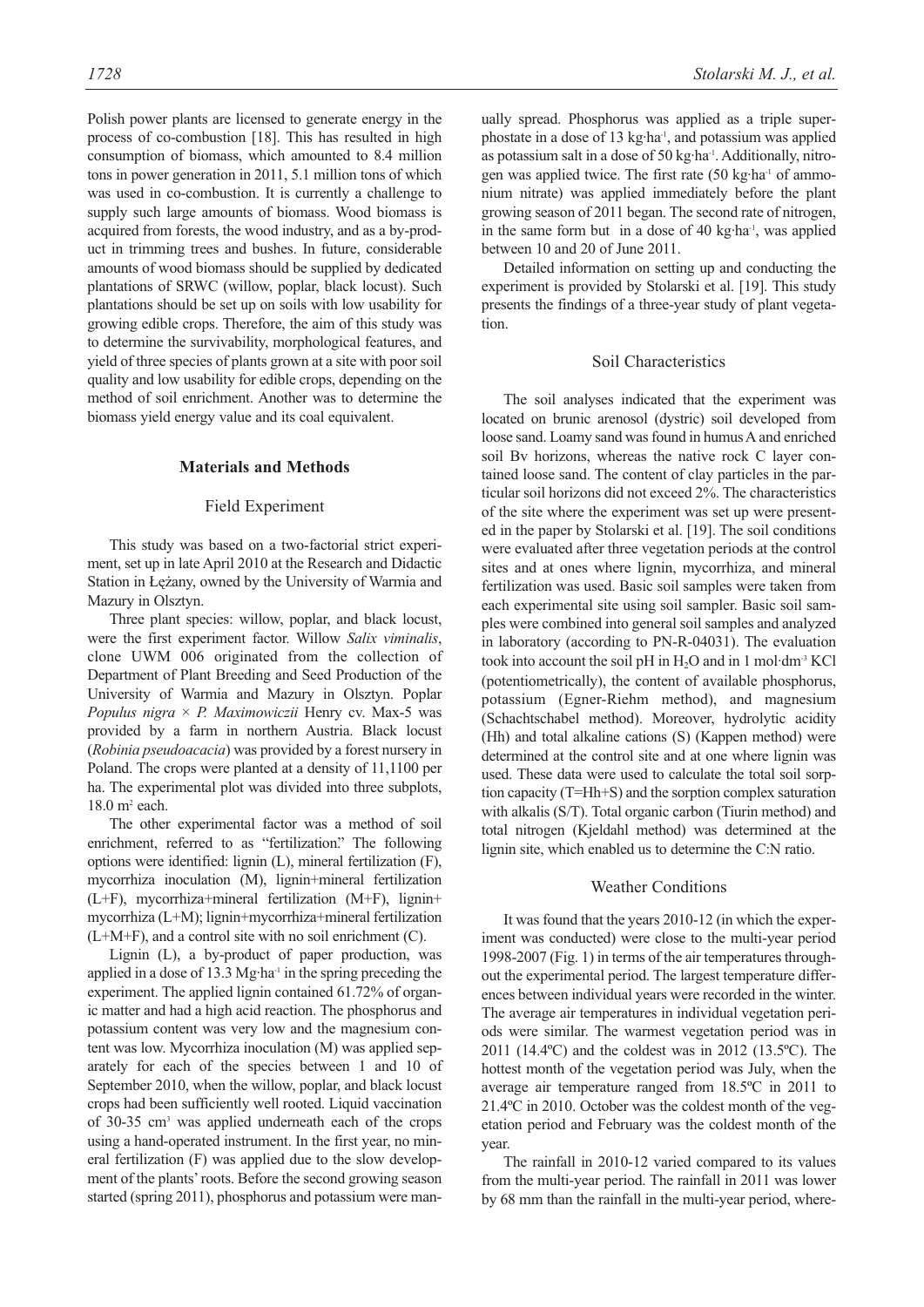Polish power plants are licensed to generate energy in the process of co-combustion [18]. This has resulted in high consumption of biomass, which amounted to 8.4 million tons in power generation in 2011, 5.1 million tons of which was used in co-combustion. It is currently a challenge to supply such large amounts of biomass. Wood biomass is acquired from forests, the wood industry, and as a by-product in trimming trees and bushes. In future, considerable amounts of wood biomass should be supplied by dedicated plantations of SRWC (willow, poplar, black locust). Such plantations should be set up on soils with low usability for growing edible crops. Therefore, the aim of this study was to determine the survivability, morphological features, and yield of three species of plants grown at a site with poor soil quality and low usability for edible crops, depending on the method of soil enrichment. Another was to determine the biomass yield energy value and its coal equivalent.

## Materials and Methods

### Field Experiment

This study was based on a two-factorial strict experiment, set up in late April 2010 at the Research and Didactic Station in Łężany, owned by the University of Warmia and Mazury in Olsztyn.

Three plant species: willow, poplar, and black locust, were the first experiment factor. Willow *Salix viminalis*, clone UWM 006 originated from the collection of Department of Plant Breeding and Seed Production of the University of Warmia and Mazury in Olsztyn. Poplar *Populus nigra* × *P. Maximowiczii* Henry cv. Max-5 was provided by a farm in northern Austria. Black locust (*Robinia pseudoacacia*) was provided by a forest nursery in Poland. The crops were planted at a density of 11,1100 per ha. The experimental plot was divided into three subplots, 18.0 m$^2$ each.

The other experimental factor was a method of soil enrichment, referred to as "fertilization." The following options were identified: lignin (L), mineral fertilization (F), mycorrhiza inoculation (M), lignin+mineral fertilization (L+F), mycorrhiza+mineral fertilization (M+F), lignin+mycorrhiza (L+M); lignin+mycorrhiza+mineral fertilization (L+M+F), and a control site with no soil enrichment (C).

Lignin (L), a by-product of paper production, was applied in a dose of 13.3 Mg·ha$^{-1}$ in the spring preceding the experiment. The applied lignin contained 61.72% of organic matter and had a high acid reaction. The phosphorus and potassium content was very low and the magnesium content was low. Mycorrhiza inoculation (M) was applied separately for each of the species between 1 and 10 of September 2010, when the willow, poplar, and black locust crops had been sufficiently well rooted. Liquid vaccination of 30-35 cm$^3$ was applied underneath each of the crops using a hand-operated instrument. In the first year, no mineral fertilization (F) was applied due to the slow development of the plants' roots. Before the second growing season started (spring 2011), phosphorus and potassium were manually spread. Phosphorus was applied as a triple superphosphate in a dose of 13 kg·ha$^{-1}$, and potassium was applied as potassium salt in a dose of 50 kg·ha$^{-1}$. Additionally, nitrogen was applied twice. The first rate (50 kg·ha$^{-1}$ of ammonium nitrate) was applied immediately before the plant growing season of 2011 began. The second rate of nitrogen, in the same form but in a dose of 40 kg·ha$^{-1}$, was applied between 10 and 20 of June 2011.

Detailed information on setting up and conducting the experiment is provided by Stolarski et al. [19]. This study presents the findings of a three-year study of plant vegetation.

### Soil Characteristics

The soil analyses indicated that the experiment was located on brunic arenosol (dystric) soil developed from loose sand. Loamy sand was found in humus A and enriched soil Bv horizons, whereas the native rock C layer contained loose sand. The content of clay particles in the particular soil horizons did not exceed 2%. The characteristics of the site where the experiment was set up were presented in the paper by Stolarski et al. [19]. The soil conditions were evaluated after three vegetation periods at the control sites and at ones where lignin, mycorrhiza, and mineral fertilization was used. Basic soil samples were taken from each experimental site using soil sampler. Basic soil samples were combined into general soil samples and analyzed in laboratory (according to PN-R-04031). The evaluation took into account the soil pH in $H_2O$ and in 1 mol·dm$^{-3}$ KCl (potentiometrically), the content of available phosphorus, potassium (Egner-Riehm method), and magnesium (Schachtschabel method). Moreover, hydrolytic acidity (Hh) and total alkaline cations (S) (Kappen method) were determined at the control site and at one where lignin was used. These data were used to calculate the total soil sorption capacity (T=Hh+S) and the sorption complex saturation with alkalis (S/T). Total organic carbon (Tiurin method) and total nitrogen (Kjeldahl method) was determined at the lignin site, which enabled us to determine the C:N ratio.

### Weather Conditions

It was found that the years 2010-12 (in which the experiment was conducted) were close to the multi-year period 1998-2007 (Fig. 1) in terms of the air temperatures throughout the experimental period. The largest temperature differences between individual years were recorded in the winter. The average air temperatures in individual vegetation periods were similar. The warmest vegetation period was in 2011 (14.4ºC) and the coldest was in 2012 (13.5ºC). The hottest month of the vegetation period was July, when the average air temperature ranged from 18.5ºC in 2011 to 21.4ºC in 2010. October was the coldest month of the vegetation period and February was the coldest month of the year.

The rainfall in 2010-12 varied compared to its values from the multi-year period. The rainfall in 2011 was lower by 68 mm than the rainfall in the multi-year period, where-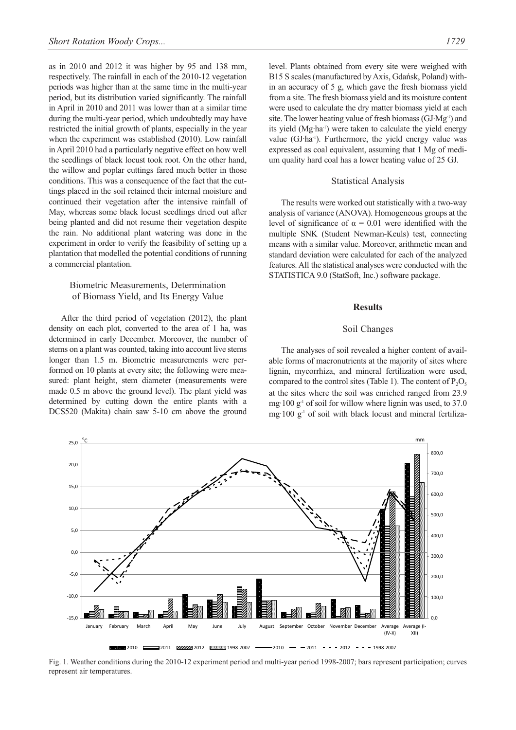as in 2010 and 2012 it was higher by 95 and 138 mm, respectively. The rainfall in each of the 2010-12 vegetation periods was higher than at the same time in the multi-year period, but its distribution varied significantly. The rainfall in April in 2010 and 2011 was lower than at a similar time during the multi-year period, which undoubtedly may have restricted the initial growth of plants, especially in the year when the experiment was established (2010). Low rainfall in April 2010 had a particularly negative effect on how well the seedlings of black locust took root. On the other hand, the willow and poplar cuttings fared much better in those conditions. This was a consequence of the fact that the cuttings placed in the soil retained their internal moisture and continued their vegetation after the intensive rainfall of May, whereas some black locust seedlings dried out after being planted and did not resume their vegetation despite the rain. No additional plant watering was done in the experiment in order to verify the feasibility of setting up a plantation that modelled the potential conditions of running a commercial plantation.

### Biometric Measurements, Determination of Biomass Yield, and Its Energy Value

After the third period of vegetation (2012), the plant density on each plot, converted to the area of 1 ha, was determined in early December. Moreover, the number of stems on a plant was counted, taking into account live stems longer than 1.5 m. Biometric measurements were performed on 10 plants at every site; the following were measured: plant height, stem diameter (measurements were made 0.5 m above the ground level). The plant yield was determined by cutting down the entire plants with a DCS520 (Makita) chain saw 5-10 cm above the ground level. Plants obtained from every site were weighed with B15 S scales (manufactured by Axis, Gdańsk, Poland) within an accuracy of 5 g, which gave the fresh biomass yield from a site. The fresh biomass yield and its moisture content were used to calculate the dry matter biomass yield at each site. The lower heating value of fresh biomass ($GJ \cdot Mg^{-1}$) and its yield ($Mg \cdot ha^{-1}$) were taken to calculate the yield energy value ($GJ \cdot ha^{-1}$). Furthermore, the yield energy value was expressed as coal equivalent, assuming that 1 Mg of medium quality hard coal has a lower heating value of 25 GJ.

### Statistical Analysis

The results were worked out statistically with a two-way analysis of variance (ANOVA). Homogeneous groups at the level of significance of $\alpha = 0.01$ were identified with the multiple SNK (Student Newman-Keuls) test, connecting means with a similar value. Moreover, arithmetic mean and standard deviation were calculated for each of the analyzed features. All the statistical analyses were conducted with the STATISTICA 9.0 (StatSoft, Inc.) software package.

## Results

### Soil Changes

The analyses of soil revealed a higher content of available forms of macronutrients at the majority of sites where lignin, mycorrhiza, and mineral fertilization were used, compared to the control sites (Table 1). The content of $P_2O_5$ at the sites where the soil was enriched ranged from 23.9 $mg \cdot 100 g^{-1}$ of soil for willow where lignin was used, to 37.0 $mg \cdot 100 g^{-1}$ of soil with black locust and mineral fertiliza-

Fig. 1. Weather conditions during the 2010-12 experiment period and multi-year period 1998-2007; bars represent participation; curves represent air temperatures.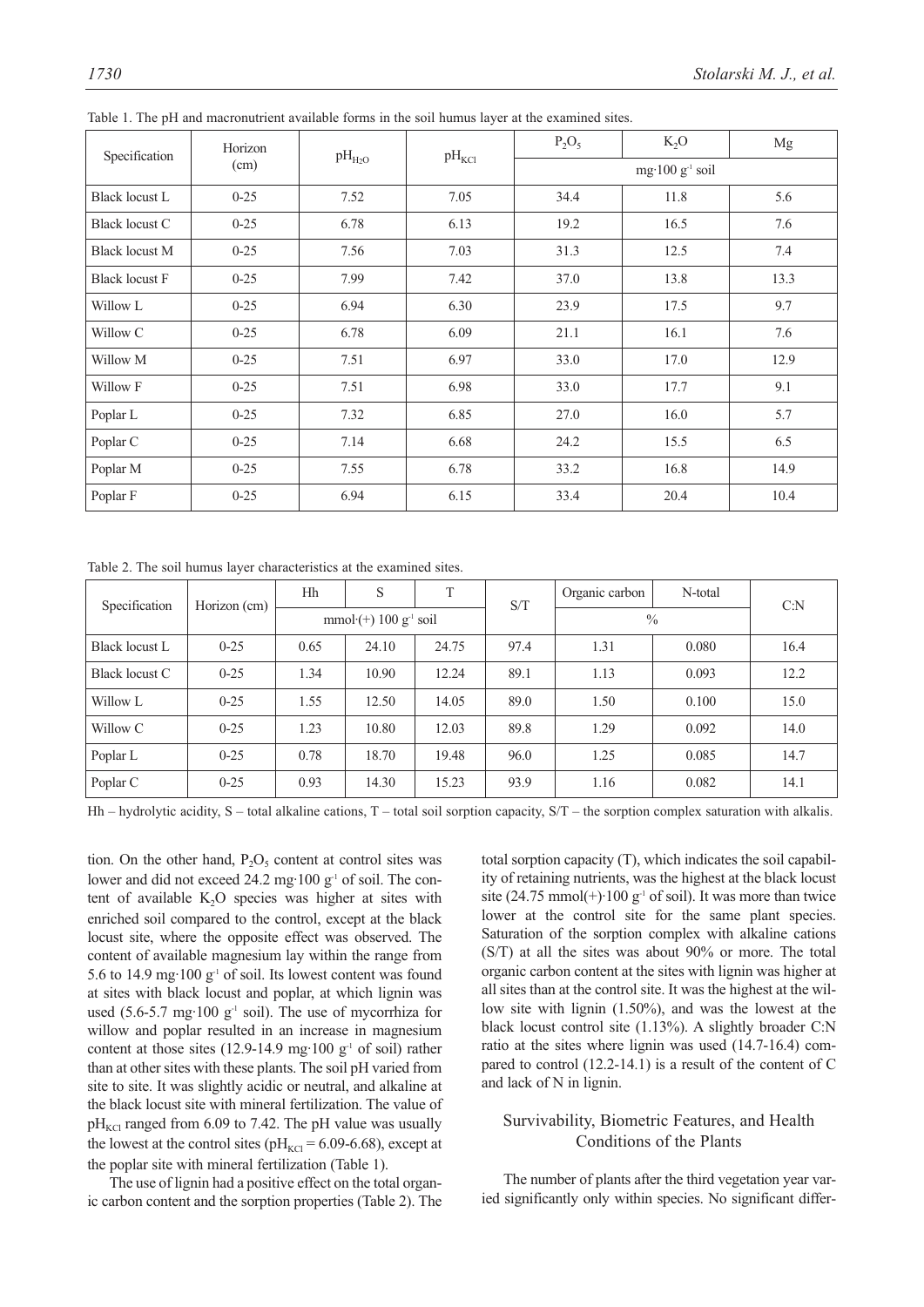Table 1. The pH and macronutrient available forms in the soil humus layer at the examined sites.

| Specification | Horizon (cm) | $pH_{H_2O}$ | $pH_{KCl}$ | $P_2O_5$ | $K_2O$ | Mg |
|---|---|---|---|---|---|---|
| | | | | mg·100 $g^{-1}$ soil | | |
| Black locust L | 0-25 | 7.52 | 7.05 | 34.4 | 11.8 | 5.6 |
| Black locust C | 0-25 | 6.78 | 6.13 | 19.2 | 16.5 | 7.6 |
| Black locust M | 0-25 | 7.56 | 7.03 | 31.3 | 12.5 | 7.4 |
| Black locust F | 0-25 | 7.99 | 7.42 | 37.0 | 13.8 | 13.3 |
| Willow L | 0-25 | 6.94 | 6.30 | 23.9 | 17.5 | 9.7 |
| Willow C | 0-25 | 6.78 | 6.09 | 21.1 | 16.1 | 7.6 |
| Willow M | 0-25 | 7.51 | 6.97 | 33.0 | 17.0 | 12.9 |
| Willow F | 0-25 | 7.51 | 6.98 | 33.0 | 17.7 | 9.1 |
| Poplar L | 0-25 | 7.32 | 6.85 | 27.0 | 16.0 | 5.7 |
| Poplar C | 0-25 | 7.14 | 6.68 | 24.2 | 15.5 | 6.5 |
| Poplar M | 0-25 | 7.55 | 6.78 | 33.2 | 16.8 | 14.9 |
| Poplar F | 0-25 | 6.94 | 6.15 | 33.4 | 20.4 | 10.4 |

Table 2. The soil humus layer characteristics at the examined sites.

| Specification | Horizon (cm) | Hh | S | T | S/T | Organic carbon | N-total | C:N |
|---|---|---|---|---|---|---|---|---|
| | | mmol·(+) 100 $g^{-1}$ soil | | | | % | | |
| Black locust L | 0-25 | 0.65 | 24.10 | 24.75 | 97.4 | 1.31 | 0.080 | 16.4 |
| Black locust C | 0-25 | 1.34 | 10.90 | 12.24 | 89.1 | 1.13 | 0.093 | 12.2 |
| Willow L | 0-25 | 1.55 | 12.50 | 14.05 | 89.0 | 1.50 | 0.100 | 15.0 |
| Willow C | 0-25 | 1.23 | 10.80 | 12.03 | 89.8 | 1.29 | 0.092 | 14.0 |
| Poplar L | 0-25 | 0.78 | 18.70 | 19.48 | 96.0 | 1.25 | 0.085 | 14.7 |
| Poplar C | 0-25 | 0.93 | 14.30 | 15.23 | 93.9 | 1.16 | 0.082 | 14.1 |

Hh – hydrolytic acidity, S – total alkaline cations, T – total soil sorption capacity, S/T – the sorption complex saturation with alkalis.

tion. On the other hand, $P_2O_5$ content at control sites was lower and did not exceed 24.2 mg·100 $g^{-1}$ of soil. The content of available $K_2O$ species was higher at sites with enriched soil compared to the control, except at the black locust site, where the opposite effect was observed. The content of available magnesium lay within the range from 5.6 to 14.9 mg·100 $g^{-1}$ of soil. Its lowest content was found at sites with black locust and poplar, at which lignin was used (5.6-5.7 mg·100 $g^{-1}$ soil). The use of mycorrhiza for willow and poplar resulted in an increase in magnesium content at those sites (12.9-14.9 mg·100 $g^{-1}$ of soil) rather than at other sites with these plants. The soil pH varied from site to site. It was slightly acidic or neutral, and alkaline at the black locust site with mineral fertilization. The value of $pH_{KCl}$ ranged from 6.09 to 7.42. The pH value was usually the lowest at the control sites ($pH_{KCl}$ = 6.09-6.68), except at the poplar site with mineral fertilization (Table 1).

The use of lignin had a positive effect on the total organic carbon content and the sorption properties (Table 2). The total sorption capacity (T), which indicates the soil capability of retaining nutrients, was the highest at the black locust site (24.75 mmol(+)·100 $g^{-1}$ of soil). It was more than twice lower at the control site for the same plant species. Saturation of the sorption complex with alkaline cations (S/T) at all the sites was about 90% or more. The total organic carbon content at the sites with lignin was higher at all sites than at the control site. It was the highest at the willow site with lignin (1.50%), and was the lowest at the black locust control site (1.13%). A slightly broader C:N ratio at the sites where lignin was used (14.7-16.4) compared to control (12.2-14.1) is a result of the content of C and lack of N in lignin.

## Survivability, Biometric Features, and Health Conditions of the Plants

The number of plants after the third vegetation year varied significantly only within species. No significant differ-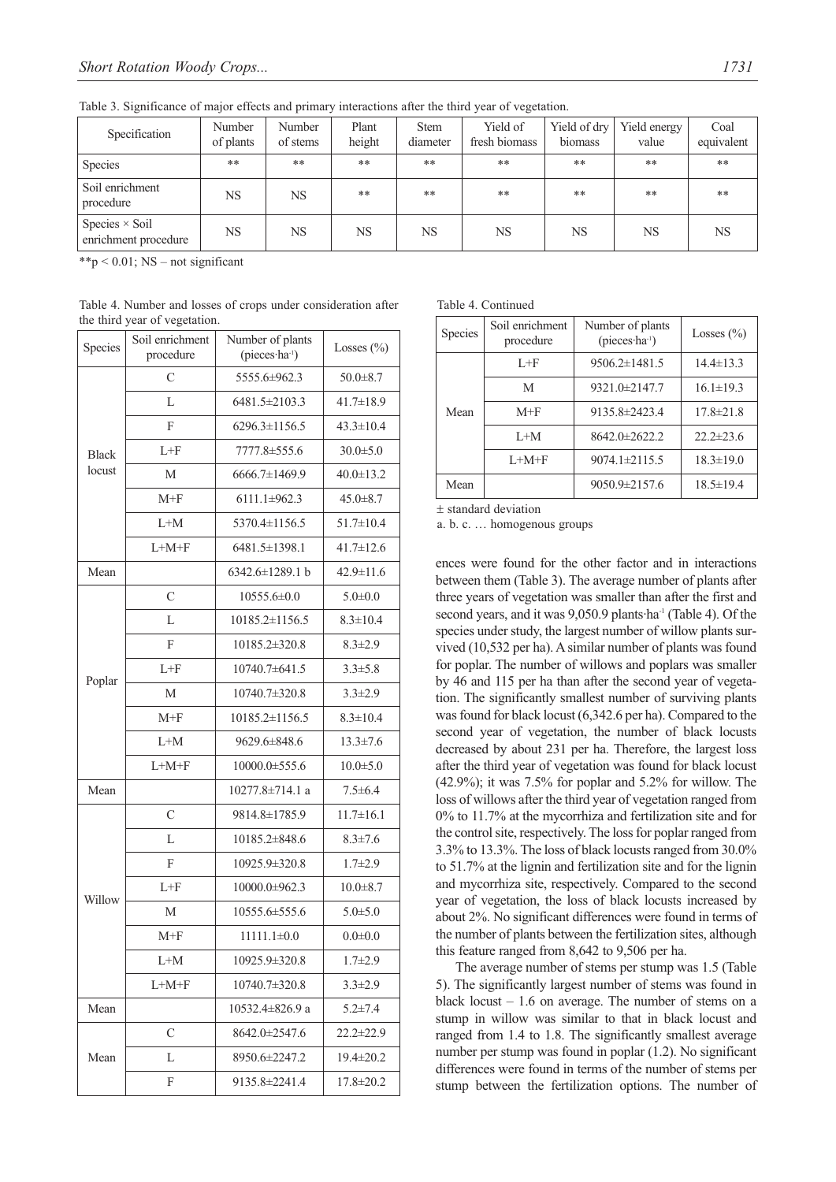Table 3. Significance of major effects and primary interactions after the third year of vegetation.

| Specification | Number of plants | Number of stems | Plant height | Stem diameter | Yield of fresh biomass | Yield of dry biomass | Yield energy value | Coal equivalent |
|---|---|---|---|---|---|---|---|---|
| Species | ** | ** | ** | ** | ** | ** | ** | ** |
| Soil enrichment procedure | NS | NS | ** | ** | ** | ** | ** | ** |
| Species × Soil enrichment procedure | NS | NS | NS | NS | NS | NS | NS | NS |

**p < 0.01; NS – not significant

Table 4. Number and losses of crops under consideration after the third year of vegetation.

| Species | Soil enrichment procedure | Number of plants (pieces·ha⁻¹) | Losses (%) |
|---|---|---|---|
| Black locust | C | 5555.6±962.3 | 50.0±8.7 |
| | L | 6481.5±2103.3 | 41.7±18.9 |
| | F | 6296.3±1156.5 | 43.3±10.4 |
| | L+F | 7777.8±555.6 | 30.0±5.0 |
| | M | 6666.7±1469.9 | 40.0±13.2 |
| | M+F | 6111.1±962.3 | 45.0±8.7 |
| | L+M | 5370.4±1156.5 | 51.7±10.4 |
| | L+M+F | 6481.5±1398.1 | 41.7±12.6 |
| Mean | | 6342.6±1289.1 b | 42.9±11.6 |
| Poplar | C | 10555.6±0.0 | 5.0±0.0 |
| | L | 10185.2±1156.5 | 8.3±10.4 |
| | F | 10185.2±320.8 | 8.3±2.9 |
| | L+F | 10740.7±641.5 | 3.3±5.8 |
| | M | 10740.7±320.8 | 3.3±2.9 |
| | M+F | 10185.2±1156.5 | 8.3±10.4 |
| | L+M | 9629.6±848.6 | 13.3±7.6 |
| | L+M+F | 10000.0±555.6 | 10.0±5.0 |
| Mean | | 10277.8±714.1 a | 7.5±6.4 |
| Willow | C | 9814.8±1785.9 | 11.7±16.1 |
| | L | 10185.2±848.6 | 8.3±7.6 |
| | F | 10925.9±320.8 | 1.7±2.9 |
| | L+F | 10000.0±962.3 | 10.0±8.7 |
| | M | 10555.6±555.6 | 5.0±5.0 |
| | M+F | 11111.1±0.0 | 0.0±0.0 |
| | L+M | 10925.9±320.8 | 1.7±2.9 |
| | L+M+F | 10740.7±320.8 | 3.3±2.9 |
| Mean | | 10532.4±826.9 a | 5.2±7.4 |
| Mean | C | 8642.0±2547.6 | 22.2±22.9 |
| | L | 8950.6±2247.2 | 19.4±20.2 |
| | F | 9135.8±2241.4 | 17.8±20.2 |
| | L+F | 9506.2±1481.5 | 14.4±13.3 |
| | M | 9321.0±2147.7 | 16.1±19.3 |
| | M+F | 9135.8±2423.4 | 17.8±21.8 |
| | L+M | 8642.0±2622.2 | 22.2±23.6 |
| | L+M+F | 9074.1±2115.5 | 18.3±19.0 |
| Mean | | 9050.9±2157.6 | 18.5±19.4 |

± standard deviation

a. b. c. … homogenous groups

ences were found for the other factor and in interactions between them (Table 3). The average number of plants after three years of vegetation was smaller than after the first and second years, and it was 9,050.9 plants·ha⁻¹ (Table 4). Of the species under study, the largest number of willow plants survived (10,532 per ha). A similar number of plants was found for poplar. The number of willows and poplars was smaller by 46 and 115 per ha than after the second year of vegetation. The significantly smallest number of surviving plants was found for black locust (6,342.6 per ha). Compared to the second year of vegetation, the number of black locusts decreased by about 231 per ha. Therefore, the largest loss after the third year of vegetation was found for black locust (42.9%); it was 7.5% for poplar and 5.2% for willow. The loss of willows after the third year of vegetation ranged from 0% to 11.7% at the mycorrhiza and fertilization site and for the control site, respectively. The loss for poplar ranged from 3.3% to 13.3%. The loss of black locusts ranged from 30.0% to 51.7% at the lignin and fertilization site and for the lignin and mycorrhiza site, respectively. Compared to the second year of vegetation, the loss of black locusts increased by about 2%. No significant differences were found in terms of the number of plants between the fertilization sites, although this feature ranged from 8,642 to 9,506 per ha.

The average number of stems per stump was 1.5 (Table 5). The significantly largest number of stems was found in black locust – 1.6 on average. The number of stems on a stump in willow was similar to that in black locust and ranged from 1.4 to 1.8. The significantly smallest average number per stump was found in poplar (1.2). No significant differences were found in terms of the number of stems per stump between the fertilization options. The number of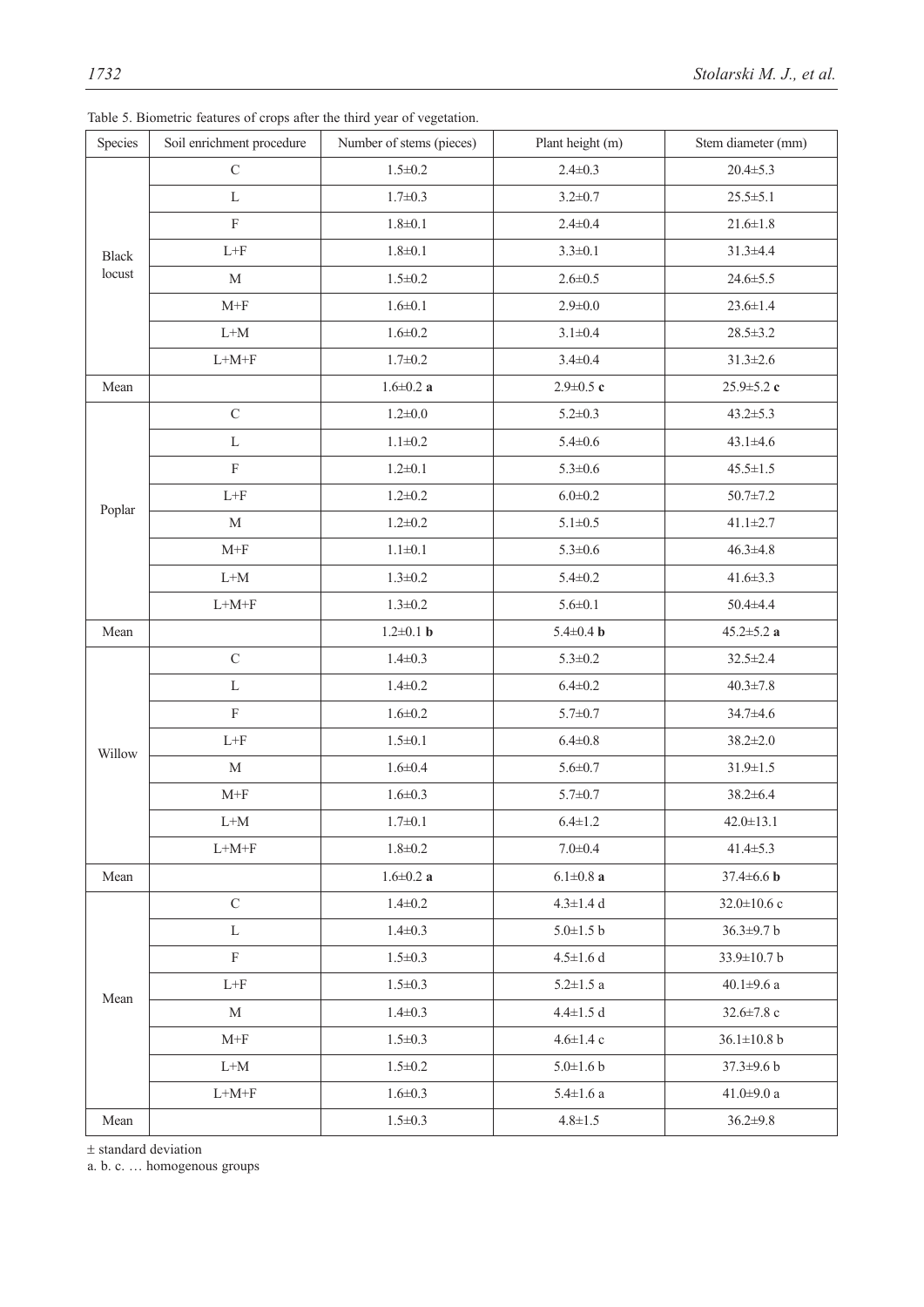Table 5. Biometric features of crops after the third year of vegetation.

| Species | Soil enrichment procedure | Number of stems (pieces) | Plant height (m) | Stem diameter (mm) |
|---|---|---|---|---|
| Black locust | C | 1.5±0.2 | 2.4±0.3 | 20.4±5.3 |
| | L | 1.7±0.3 | 3.2±0.7 | 25.5±5.1 |
| | F | 1.8±0.1 | 2.4±0.4 | 21.6±1.8 |
| | L+F | 1.8±0.1 | 3.3±0.1 | 31.3±4.4 |
| | M | 1.5±0.2 | 2.6±0.5 | 24.6±5.5 |
| | M+F | 1.6±0.1 | 2.9±0.0 | 23.6±1.4 |
| | L+M | 1.6±0.2 | 3.1±0.4 | 28.5±3.2 |
| | L+M+F | 1.7±0.2 | 3.4±0.4 | 31.3±2.6 |
| Mean | | 1.6±0.2 **a** | 2.9±0.5 **c** | 25.9±5.2 **c** |
| Poplar | C | 1.2±0.0 | 5.2±0.3 | 43.2±5.3 |
| | L | 1.1±0.2 | 5.4±0.6 | 43.1±4.6 |
| | F | 1.2±0.1 | 5.3±0.6 | 45.5±1.5 |
| | L+F | 1.2±0.2 | 6.0±0.2 | 50.7±7.2 |
| | M | 1.2±0.2 | 5.1±0.5 | 41.1±2.7 |
| | M+F | 1.1±0.1 | 5.3±0.6 | 46.3±4.8 |
| | L+M | 1.3±0.2 | 5.4±0.2 | 41.6±3.3 |
| | L+M+F | 1.3±0.2 | 5.6±0.1 | 50.4±4.4 |
| Mean | | 1.2±0.1 **b** | 5.4±0.4 **b** | 45.2±5.2 **a** |
| Willow | C | 1.4±0.3 | 5.3±0.2 | 32.5±2.4 |
| | L | 1.4±0.2 | 6.4±0.2 | 40.3±7.8 |
| | F | 1.6±0.2 | 5.7±0.7 | 34.7±4.6 |
| | L+F | 1.5±0.1 | 6.4±0.8 | 38.2±2.0 |
| | M | 1.6±0.4 | 5.6±0.7 | 31.9±1.5 |
| | M+F | 1.6±0.3 | 5.7±0.7 | 38.2±6.4 |
| | L+M | 1.7±0.1 | 6.4±1.2 | 42.0±13.1 |
| | L+M+F | 1.8±0.2 | 7.0±0.4 | 41.4±5.3 |
| Mean | | 1.6±0.2 **a** | 6.1±0.8 **a** | 37.4±6.6 **b** |
| Mean | C | 1.4±0.2 | 4.3±1.4 d | 32.0±10.6 c |
| | L | 1.4±0.3 | 5.0±1.5 b | 36.3±9.7 b |
| | F | 1.5±0.3 | 4.5±1.6 d | 33.9±10.7 b |
| | L+F | 1.5±0.3 | 5.2±1.5 a | 40.1±9.6 a |
| | M | 1.4±0.3 | 4.4±1.5 d | 32.6±7.8 c |
| | M+F | 1.5±0.3 | 4.6±1.4 c | 36.1±10.8 b |
| | L+M | 1.5±0.2 | 5.0±1.6 b | 37.3±9.6 b |
| | L+M+F | 1.6±0.3 | 5.4±1.6 a | 41.0±9.0 a |
| Mean | | 1.5±0.3 | 4.8±1.5 | 36.2±9.8 |

± standard deviation

a. b. c. … homogenous groups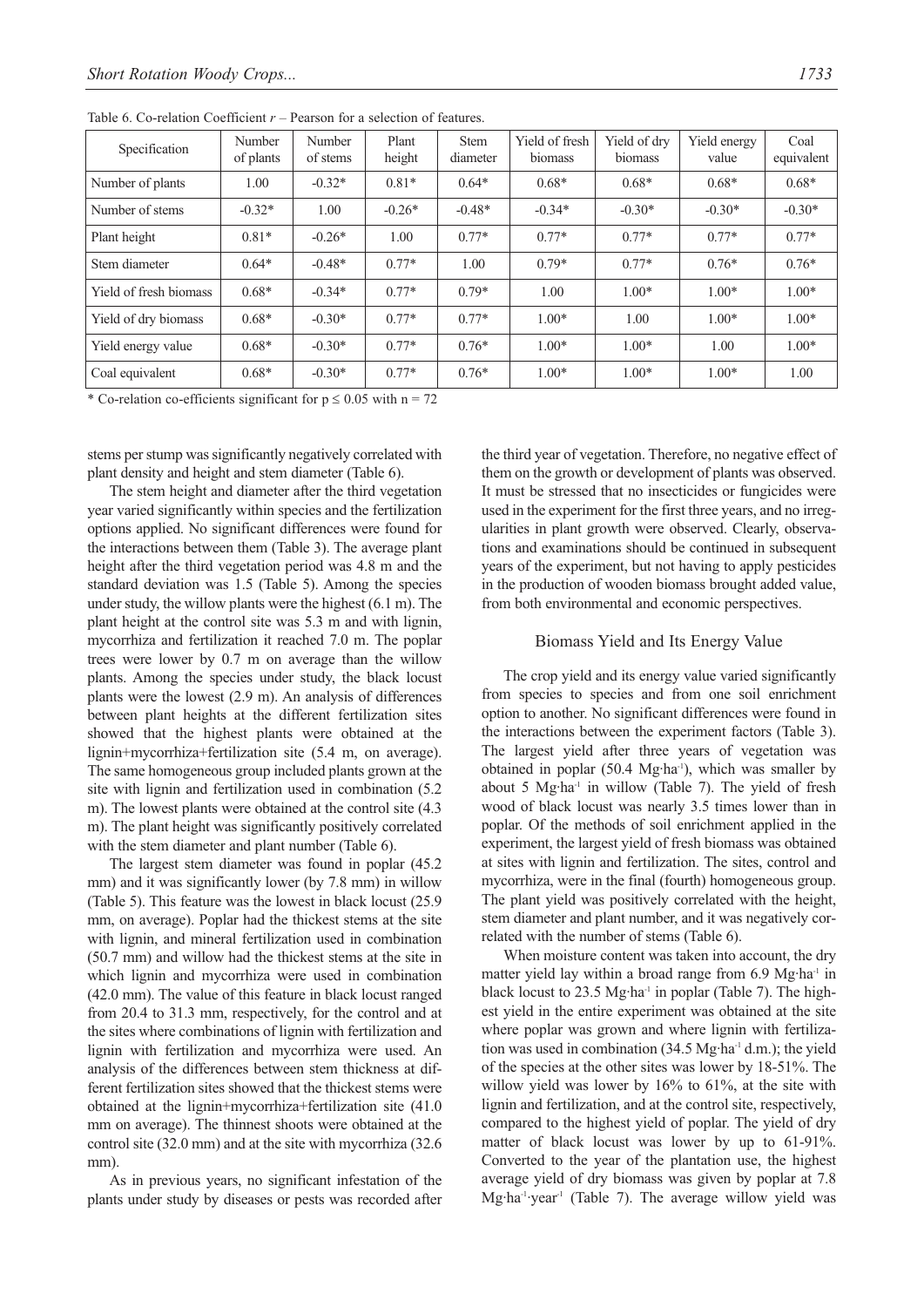Table 6. Co-relation Coefficient $r$ – Pearson for a selection of features.

| Specification | Number of plants | Number of stems | Plant height | Stem diameter | Yield of fresh biomass | Yield of dry biomass | Yield energy value | Coal equivalent |
|---|---|---|---|---|---|---|---|---|
| Number of plants | 1.00 | -0.32* | 0.81* | 0.64* | 0.68* | 0.68* | 0.68* | 0.68* |
| Number of stems | -0.32* | 1.00 | -0.26* | -0.48* | -0.34* | -0.30* | -0.30* | -0.30* |
| Plant height | 0.81* | -0.26* | 1.00 | 0.77* | 0.77* | 0.77* | 0.77* | 0.77* |
| Stem diameter | 0.64* | -0.48* | 0.77* | 1.00 | 0.79* | 0.77* | 0.76* | 0.76* |
| Yield of fresh biomass | 0.68* | -0.34* | 0.77* | 0.79* | 1.00 | 1.00* | 1.00* | 1.00* |
| Yield of dry biomass | 0.68* | -0.30* | 0.77* | 0.77* | 1.00* | 1.00 | 1.00* | 1.00* |
| Yield energy value | 0.68* | -0.30* | 0.77* | 0.76* | 1.00* | 1.00* | 1.00 | 1.00* |
| Coal equivalent | 0.68* | -0.30* | 0.77* | 0.76* | 1.00* | 1.00* | 1.00* | 1.00 |

\* Co-relation co-efficients significant for $p \leq 0.05$ with $n = 72$

stems per stump was significantly negatively correlated with plant density and height and stem diameter (Table 6).

The stem height and diameter after the third vegetation year varied significantly within species and the fertilization options applied. No significant differences were found for the interactions between them (Table 3). The average plant height after the third vegetation period was 4.8 m and the standard deviation was 1.5 (Table 5). Among the species under study, the willow plants were the highest (6.1 m). The plant height at the control site was 5.3 m and with lignin, mycorrhiza and fertilization it reached 7.0 m. The poplar trees were lower by 0.7 m on average than the willow plants. Among the species under study, the black locust plants were the lowest (2.9 m). An analysis of differences between plant heights at the different fertilization sites showed that the highest plants were obtained at the lignin+mycorrhiza+fertilization site (5.4 m, on average). The same homogeneous group included plants grown at the site with lignin and fertilization used in combination (5.2 m). The lowest plants were obtained at the control site (4.3 m). The plant height was significantly positively correlated with the stem diameter and plant number (Table 6).

The largest stem diameter was found in poplar (45.2 mm) and it was significantly lower (by 7.8 mm) in willow (Table 5). This feature was the lowest in black locust (25.9 mm, on average). Poplar had the thickest stems at the site with lignin, and mineral fertilization used in combination (50.7 mm) and willow had the thickest stems at the site in which lignin and mycorrhiza were used in combination (42.0 mm). The value of this feature in black locust ranged from 20.4 to 31.3 mm, respectively, for the control and at the sites where combinations of lignin with fertilization and lignin with fertilization and mycorrhiza were used. An analysis of the differences between stem thickness at different fertilization sites showed that the thickest stems were obtained at the lignin+mycorrhiza+fertilization site (41.0 mm on average). The thinnest shoots were obtained at the control site (32.0 mm) and at the site with mycorrhiza (32.6 mm).

As in previous years, no significant infestation of the plants under study by diseases or pests was recorded after the third year of vegetation. Therefore, no negative effect of them on the growth or development of plants was observed. It must be stressed that no insecticides or fungicides were used in the experiment for the first three years, and no irregularities in plant growth were observed. Clearly, observations and examinations should be continued in subsequent years of the experiment, but not having to apply pesticides in the production of wooden biomass brought added value, from both environmental and economic perspectives.

## Biomass Yield and Its Energy Value

The crop yield and its energy value varied significantly from species to species and from one soil enrichment option to another. No significant differences were found in the interactions between the experiment factors (Table 3). The largest yield after three years of vegetation was obtained in poplar (50.4 Mg·ha$^{-1}$), which was smaller by about 5 Mg·ha$^{-1}$ in willow (Table 7). The yield of fresh wood of black locust was nearly 3.5 times lower than in poplar. Of the methods of soil enrichment applied in the experiment, the largest yield of fresh biomass was obtained at sites with lignin and fertilization. The sites, control and mycorrhiza, were in the final (fourth) homogeneous group. The plant yield was positively correlated with the height, stem diameter and plant number, and it was negatively correlated with the number of stems (Table 6).

When moisture content was taken into account, the dry matter yield lay within a broad range from 6.9 Mg·ha$^{-1}$ in black locust to 23.5 Mg·ha$^{-1}$ in poplar (Table 7). The highest yield in the entire experiment was obtained at the site where poplar was grown and where lignin with fertilization was used in combination (34.5 Mg·ha$^{-1}$ d.m.); the yield of the species at the other sites was lower by 18-51%. The willow yield was lower by 16% to 61%, at the site with lignin and fertilization, and at the control site, respectively, compared to the highest yield of poplar. The yield of dry matter of black locust was lower by up to 61-91%. Converted to the year of the plantation use, the highest average yield of dry biomass was given by poplar at 7.8 Mg·ha$^{-1}$·year$^{-1}$ (Table 7). The average willow yield was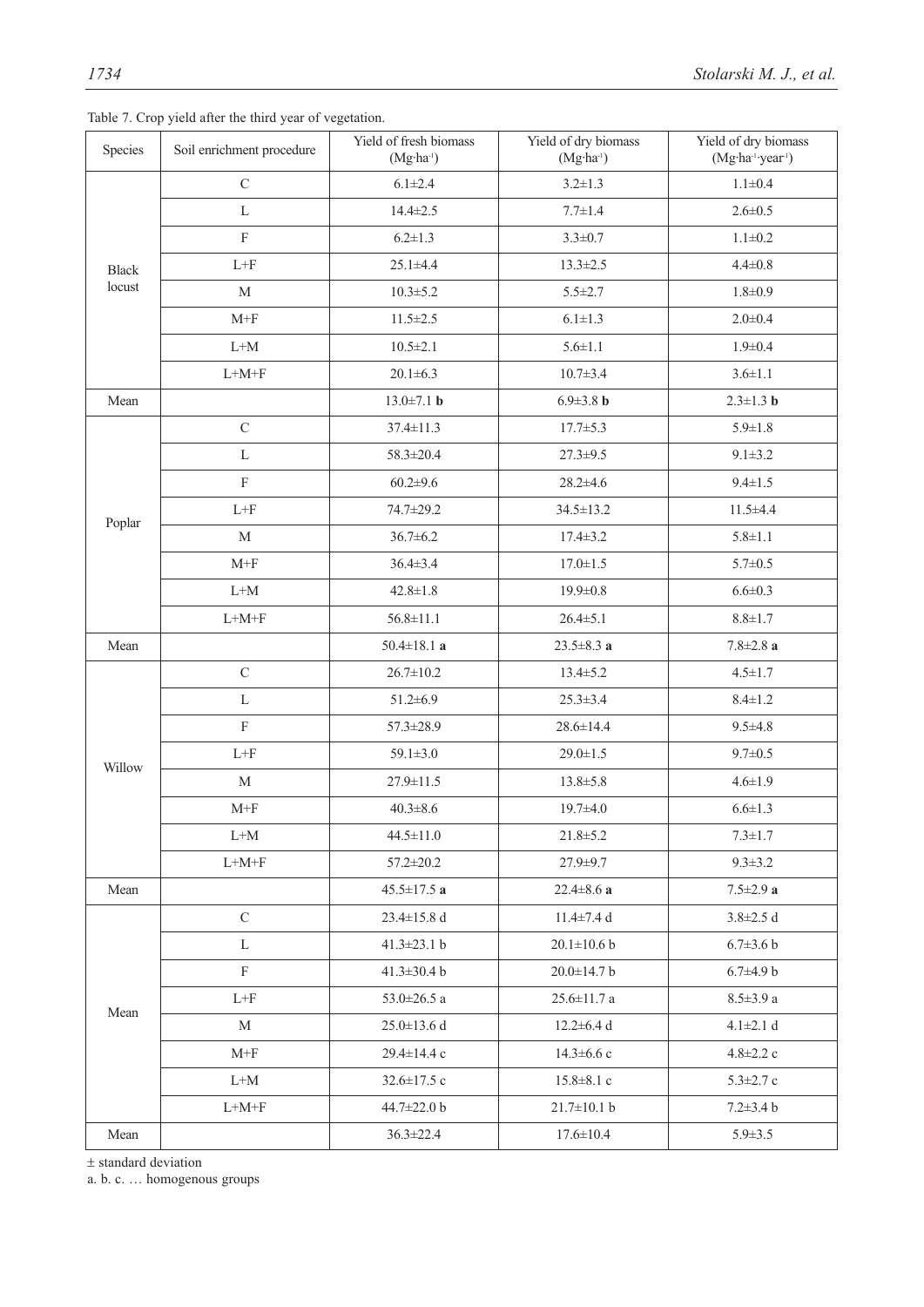Table 7. Crop yield after the third year of vegetation.

| Species | Soil enrichment procedure | Yield of fresh biomass ($Mg \cdot ha^{-1}$) | Yield of dry biomass ($Mg \cdot ha^{-1}$) | Yield of dry biomass ($Mg \cdot ha^{-1} \cdot year^{-1}$) |
|---|---|---|---|---|
| Black locust | C | 6.1±2.4 | 3.2±1.3 | 1.1±0.4 |
| | L | 14.4±2.5 | 7.7±1.4 | 2.6±0.5 |
| | F | 6.2±1.3 | 3.3±0.7 | 1.1±0.2 |
| | L+F | 25.1±4.4 | 13.3±2.5 | 4.4±0.8 |
| | M | 10.3±5.2 | 5.5±2.7 | 1.8±0.9 |
| | M+F | 11.5±2.5 | 6.1±1.3 | 2.0±0.4 |
| | L+M | 10.5±2.1 | 5.6±1.1 | 1.9±0.4 |
| | L+M+F | 20.1±6.3 | 10.7±3.4 | 3.6±1.1 |
| Mean | | 13.0±7.1 **b** | 6.9±3.8 **b** | 2.3±1.3 **b** |
| Poplar | C | 37.4±11.3 | 17.7±5.3 | 5.9±1.8 |
| | L | 58.3±20.4 | 27.3±9.5 | 9.1±3.2 |
| | F | 60.2±9.6 | 28.2±4.6 | 9.4±1.5 |
| | L+F | 74.7±29.2 | 34.5±13.2 | 11.5±4.4 |
| | M | 36.7±6.2 | 17.4±3.2 | 5.8±1.1 |
| | M+F | 36.4±3.4 | 17.0±1.5 | 5.7±0.5 |
| | L+M | 42.8±1.8 | 19.9±0.8 | 6.6±0.3 |
| | L+M+F | 56.8±11.1 | 26.4±5.1 | 8.8±1.7 |
| Mean | | 50.4±18.1 **a** | 23.5±8.3 **a** | 7.8±2.8 **a** |
| Willow | C | 26.7±10.2 | 13.4±5.2 | 4.5±1.7 |
| | L | 51.2±6.9 | 25.3±3.4 | 8.4±1.2 |
| | F | 57.3±28.9 | 28.6±14.4 | 9.5±4.8 |
| | L+F | 59.1±3.0 | 29.0±1.5 | 9.7±0.5 |
| | M | 27.9±11.5 | 13.8±5.8 | 4.6±1.9 |
| | M+F | 40.3±8.6 | 19.7±4.0 | 6.6±1.3 |
| | L+M | 44.5±11.0 | 21.8±5.2 | 7.3±1.7 |
| | L+M+F | 57.2±20.2 | 27.9±9.7 | 9.3±3.2 |
| Mean | | 45.5±17.5 **a** | 22.4±8.6 **a** | 7.5±2.9 **a** |
| Mean | C | 23.4±15.8 d | 11.4±7.4 d | 3.8±2.5 d |
| | L | 41.3±23.1 b | 20.1±10.6 b | 6.7±3.6 b |
| | F | 41.3±30.4 b | 20.0±14.7 b | 6.7±4.9 b |
| | L+F | 53.0±26.5 a | 25.6±11.7 a | 8.5±3.9 a |
| | M | 25.0±13.6 d | 12.2±6.4 d | 4.1±2.1 d |
| | M+F | 29.4±14.4 c | 14.3±6.6 c | 4.8±2.2 c |
| | L+M | 32.6±17.5 c | 15.8±8.1 c | 5.3±2.7 c |
| | L+M+F | 44.7±22.0 b | 21.7±10.1 b | 7.2±3.4 b |
| Mean | | 36.3±22.4 | 17.6±10.4 | 5.9±3.5 |

± standard deviation

a. b. c. … homogenous groups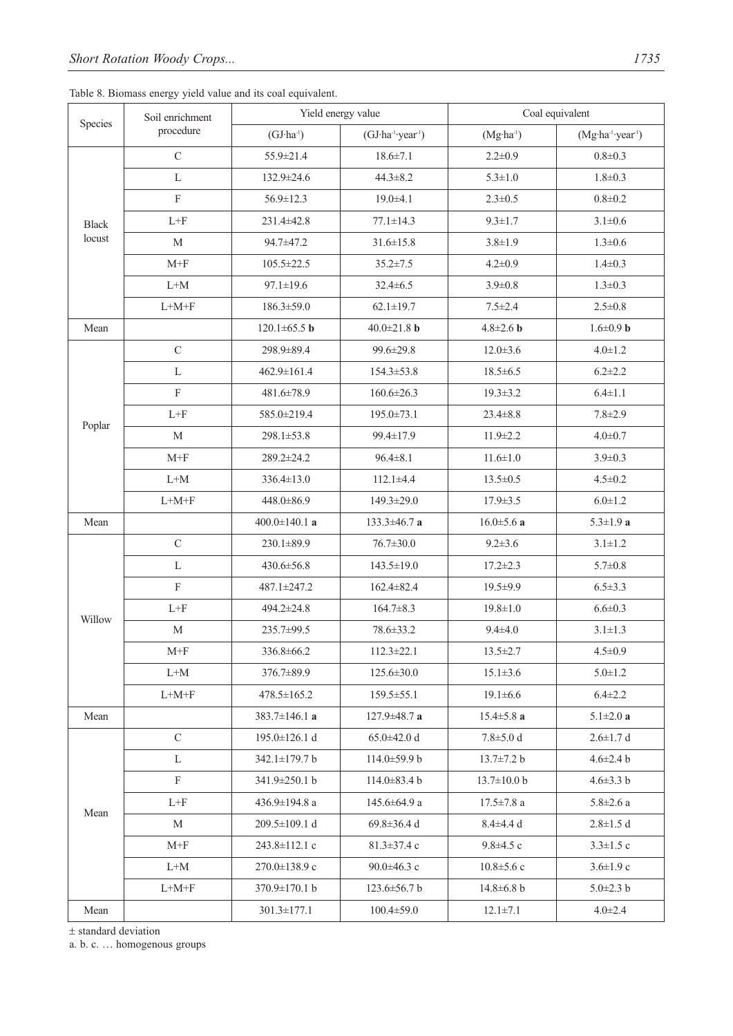Table 8. Biomass energy yield value and its coal equivalent.

| Species | Soil enrichment procedure | Yield energy value | | Coal equivalent | |
|---|---|---|---|---|---|
| | | $(GJ \cdot ha^{-1})$ | $(GJ \cdot ha^{-1} \cdot year^{-1})$ | $(Mg \cdot ha^{-1})$ | $(Mg \cdot ha^{-1} \cdot year^{-1})$ |
| Black locust | C | 55.9±21.4 | 18.6±7.1 | 2.2±0.9 | 0.8±0.3 |
| | L | 132.9±24.6 | 44.3±8.2 | 5.3±1.0 | 1.8±0.3 |
| | F | 56.9±12.3 | 19.0±4.1 | 2.3±0.5 | 0.8±0.2 |
| | L+F | 231.4±42.8 | 77.1±14.3 | 9.3±1.7 | 3.1±0.6 |
| | M | 94.7±47.2 | 31.6±15.8 | 3.8±1.9 | 1.3±0.6 |
| | M+F | 105.5±22.5 | 35.2±7.5 | 4.2±0.9 | 1.4±0.3 |
| | L+M | 97.1±19.6 | 32.4±6.5 | 3.9±0.8 | 1.3±0.3 |
| | L+M+F | 186.3±59.0 | 62.1±19.7 | 7.5±2.4 | 2.5±0.8 |
| Mean | | 120.1±65.5 **b** | 40.0±21.8 **b** | 4.8±2.6 **b** | 1.6±0.9 **b** |
| Poplar | C | 298.9±89.4 | 99.6±29.8 | 12.0±3.6 | 4.0±1.2 |
| | L | 462.9±161.4 | 154.3±53.8 | 18.5±6.5 | 6.2±2.2 |
| | F | 481.6±78.9 | 160.6±26.3 | 19.3±3.2 | 6.4±1.1 |
| | L+F | 585.0±219.4 | 195.0±73.1 | 23.4±8.8 | 7.8±2.9 |
| | M | 298.1±53.8 | 99.4±17.9 | 11.9±2.2 | 4.0±0.7 |
| | M+F | 289.2±24.2 | 96.4±8.1 | 11.6±1.0 | 3.9±0.3 |
| | L+M | 336.4±13.0 | 112.1±4.4 | 13.5±0.5 | 4.5±0.2 |
| | L+M+F | 448.0±86.9 | 149.3±29.0 | 17.9±3.5 | 6.0±1.2 |
| Mean | | 400.0±140.1 **a** | 133.3±46.7 **a** | 16.0±5.6 **a** | 5.3±1.9 **a** |
| Willow | C | 230.1±89.9 | 76.7±30.0 | 9.2±3.6 | 3.1±1.2 |
| | L | 430.6±56.8 | 143.5±19.0 | 17.2±2.3 | 5.7±0.8 |
| | F | 487.1±247.2 | 162.4±82.4 | 19.5±9.9 | 6.5±3.3 |
| | L+F | 494.2±24.8 | 164.7±8.3 | 19.8±1.0 | 6.6±0.3 |
| | M | 235.7±99.5 | 78.6±33.2 | 9.4±4.0 | 3.1±1.3 |
| | M+F | 336.8±66.2 | 112.3±22.1 | 13.5±2.7 | 4.5±0.9 |
| | L+M | 376.7±89.9 | 125.6±30.0 | 15.1±3.6 | 5.0±1.2 |
| | L+M+F | 478.5±165.2 | 159.5±55.1 | 19.1±6.6 | 6.4±2.2 |
| Mean | | 383.7±146.1 **a** | 127.9±48.7 **a** | 15.4±5.8 **a** | 5.1±2.0 **a** |
| Mean | C | 195.0±126.1 d | 65.0±42.0 d | 7.8±5.0 d | 2.6±1.7 d |
| | L | 342.1±179.7 b | 114.0±59.9 b | 13.7±7.2 b | 4.6±2.4 b |
| | F | 341.9±250.1 b | 114.0±83.4 b | 13.7±10.0 b | 4.6±3.3 b |
| | L+F | 436.9±194.8 a | 145.6±64.9 a | 17.5±7.8 a | 5.8±2.6 a |
| | M | 209.5±109.1 d | 69.8±36.4 d | 8.4±4.4 d | 2.8±1.5 d |
| | M+F | 243.8±112.1 c | 81.3±37.4 c | 9.8±4.5 c | 3.3±1.5 c |
| | L+M | 270.0±138.9 c | 90.0±46.3 c | 10.8±5.6 c | 3.6±1.9 c |
| | L+M+F | 370.9±170.1 b | 123.6±56.7 b | 14.8±6.8 b | 5.0±2.3 b |
| Mean | | 301.3±177.1 | 100.4±59.0 | 12.1±7.1 | 4.0±2.4 |

± standard deviation

a. b. c. … homogenous groups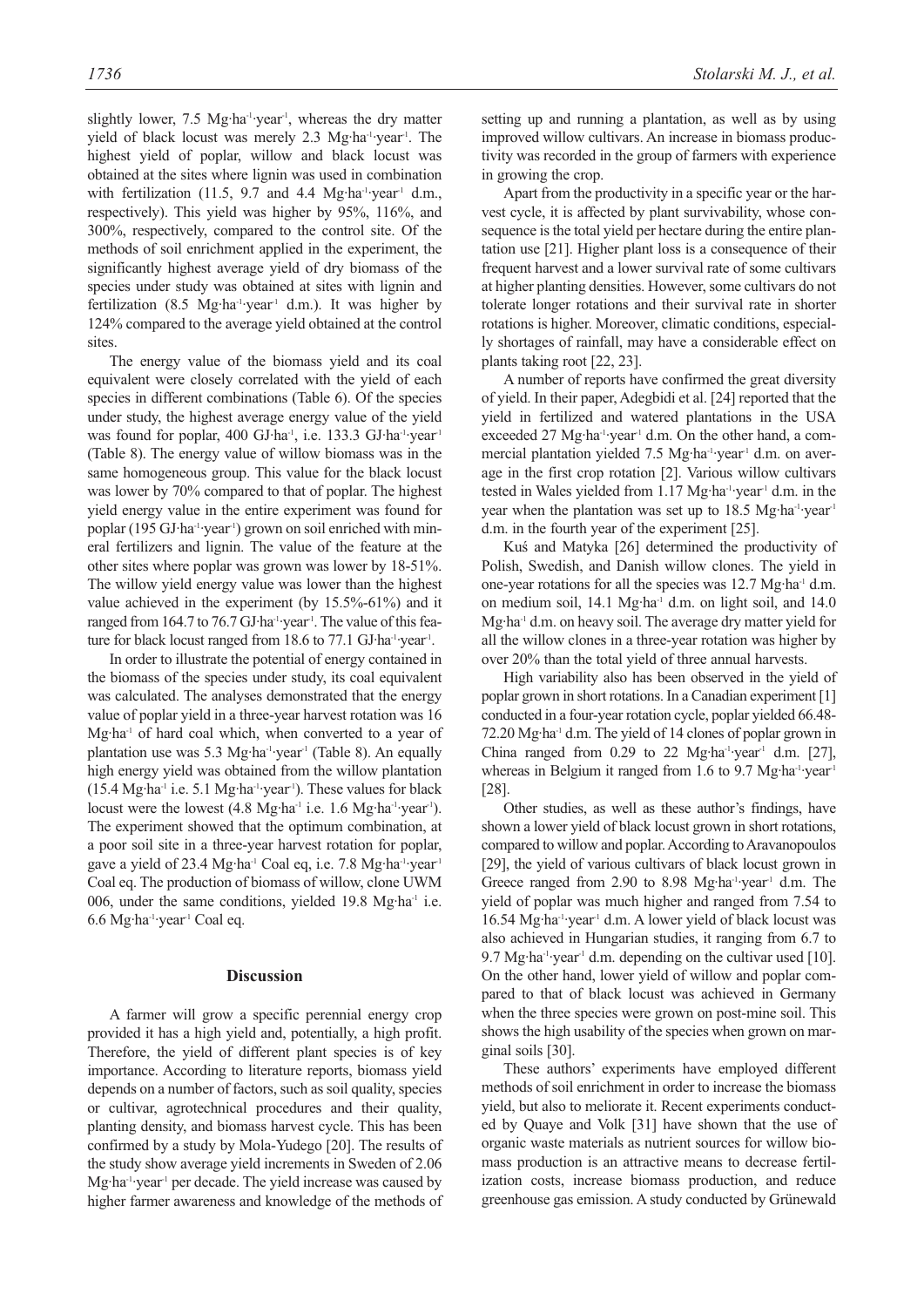slightly lower, 7.5 Mg·ha$^{-1}$·year$^{-1}$, whereas the dry matter yield of black locust was merely 2.3 Mg·ha$^{-1}$·year$^{-1}$. The highest yield of poplar, willow and black locust was obtained at the sites where lignin was used in combination with fertilization (11.5, 9.7 and 4.4 Mg·ha$^{-1}$·year$^{-1}$ d.m., respectively). This yield was higher by 95%, 116%, and 300%, respectively, compared to the control site. Of the methods of soil enrichment applied in the experiment, the significantly highest average yield of dry biomass of the species under study was obtained at sites with lignin and fertilization (8.5 Mg·ha$^{-1}$·year$^{-1}$ d.m.). It was higher by 124% compared to the average yield obtained at the control sites.

The energy value of the biomass yield and its coal equivalent were closely correlated with the yield of each species in different combinations (Table 6). Of the species under study, the highest average energy value of the yield was found for poplar, 400 GJ·ha$^{-1}$, i.e. 133.3 GJ·ha$^{-1}$·year$^{-1}$ (Table 8). The energy value of willow biomass was in the same homogeneous group. This value for the black locust was lower by 70% compared to that of poplar. The highest yield energy value in the entire experiment was found for poplar (195 GJ·ha$^{-1}$·year$^{-1}$) grown on soil enriched with mineral fertilizers and lignin. The value of the feature at the other sites where poplar was grown was lower by 18-51%. The willow yield energy value was lower than the highest value achieved in the experiment (by 15.5%-61%) and it ranged from 164.7 to 76.7 GJ·ha$^{-1}$·year$^{-1}$. The value of this feature for black locust ranged from 18.6 to 77.1 GJ·ha$^{-1}$·year$^{-1}$.

In order to illustrate the potential of energy contained in the biomass of the species under study, its coal equivalent was calculated. The analyses demonstrated that the energy value of poplar yield in a three-year harvest rotation was 16 Mg·ha$^{-1}$ of hard coal which, when converted to a year of plantation use was 5.3 Mg·ha$^{-1}$·year$^{-1}$ (Table 8). An equally high energy yield was obtained from the willow plantation (15.4 Mg·ha$^{-1}$ i.e. 5.1 Mg·ha$^{-1}$·year$^{-1}$). These values for black locust were the lowest (4.8 Mg·ha$^{-1}$ i.e. 1.6 Mg·ha$^{-1}$·year$^{-1}$). The experiment showed that the optimum combination, at a poor soil site in a three-year harvest rotation for poplar, gave a yield of 23.4 Mg·ha$^{-1}$ Coal eq, i.e. 7.8 Mg·ha$^{-1}$·year$^{-1}$ Coal eq. The production of biomass of willow, clone UWM 006, under the same conditions, yielded 19.8 Mg·ha$^{-1}$ i.e. 6.6 Mg·ha$^{-1}$·year$^{-1}$ Coal eq.

## Discussion

A farmer will grow a specific perennial energy crop provided it has a high yield and, potentially, a high profit. Therefore, the yield of different plant species is of key importance. According to literature reports, biomass yield depends on a number of factors, such as soil quality, species or cultivar, agrotechnical procedures and their quality, planting density, and biomass harvest cycle. This has been confirmed by a study by Mola-Yudego [20]. The results of the study show average yield increments in Sweden of 2.06 Mg·ha$^{-1}$·year$^{-1}$ per decade. The yield increase was caused by higher farmer awareness and knowledge of the methods of setting up and running a plantation, as well as by using improved willow cultivars. An increase in biomass productivity was recorded in the group of farmers with experience in growing the crop.

Apart from the productivity in a specific year or the harvest cycle, it is affected by plant survivability, whose consequence is the total yield per hectare during the entire plantation use [21]. Higher plant loss is a consequence of their frequent harvest and a lower survival rate of some cultivars at higher planting densities. However, some cultivars do not tolerate longer rotations and their survival rate in shorter rotations is higher. Moreover, climatic conditions, especially shortages of rainfall, may have a considerable effect on plants taking root [22, 23].

A number of reports have confirmed the great diversity of yield. In their paper, Adegbidi et al. [24] reported that the yield in fertilized and watered plantations in the USA exceeded 27 Mg·ha$^{-1}$·year$^{-1}$ d.m. On the other hand, a commercial plantation yielded 7.5 Mg·ha$^{-1}$·year$^{-1}$ d.m. on average in the first crop rotation [2]. Various willow cultivars tested in Wales yielded from 1.17 Mg·ha$^{-1}$·year$^{-1}$ d.m. in the year when the plantation was set up to 18.5 Mg·ha$^{-1}$·year$^{-1}$ d.m. in the fourth year of the experiment [25].

Kuś and Matyka [26] determined the productivity of Polish, Swedish, and Danish willow clones. The yield in one-year rotations for all the species was 12.7 Mg·ha$^{-1}$ d.m. on medium soil, 14.1 Mg·ha$^{-1}$ d.m. on light soil, and 14.0 Mg·ha$^{-1}$ d.m. on heavy soil. The average dry matter yield for all the willow clones in a three-year rotation was higher by over 20% than the total yield of three annual harvests.

High variability also has been observed in the yield of poplar grown in short rotations. In a Canadian experiment [1] conducted in a four-year rotation cycle, poplar yielded 66.48-72.20 Mg·ha$^{-1}$ d.m. The yield of 14 clones of poplar grown in China ranged from 0.29 to 22 Mg·ha$^{-1}$·year$^{-1}$ d.m. [27], whereas in Belgium it ranged from 1.6 to 9.7 Mg·ha$^{-1}$·year$^{-1}$ [28].

Other studies, as well as these author's findings, have shown a lower yield of black locust grown in short rotations, compared to willow and poplar. According to Aravanopoulos [29], the yield of various cultivars of black locust grown in Greece ranged from 2.90 to 8.98 Mg·ha$^{-1}$·year$^{-1}$ d.m. The yield of poplar was much higher and ranged from 7.54 to 16.54 Mg·ha$^{-1}$·year$^{-1}$ d.m. A lower yield of black locust was also achieved in Hungarian studies, it ranging from 6.7 to 9.7 Mg·ha$^{-1}$·year$^{-1}$ d.m. depending on the cultivar used [10]. On the other hand, lower yield of willow and poplar compared to that of black locust was achieved in Germany when the three species were grown on post-mine soil. This shows the high usability of the species when grown on marginal soils [30].

These authors' experiments have employed different methods of soil enrichment in order to increase the biomass yield, but also to meliorate it. Recent experiments conducted by Quaye and Volk [31] have shown that the use of organic waste materials as nutrient sources for willow biomass production is an attractive means to decrease fertilization costs, increase biomass production, and reduce greenhouse gas emission. A study conducted by Grünewald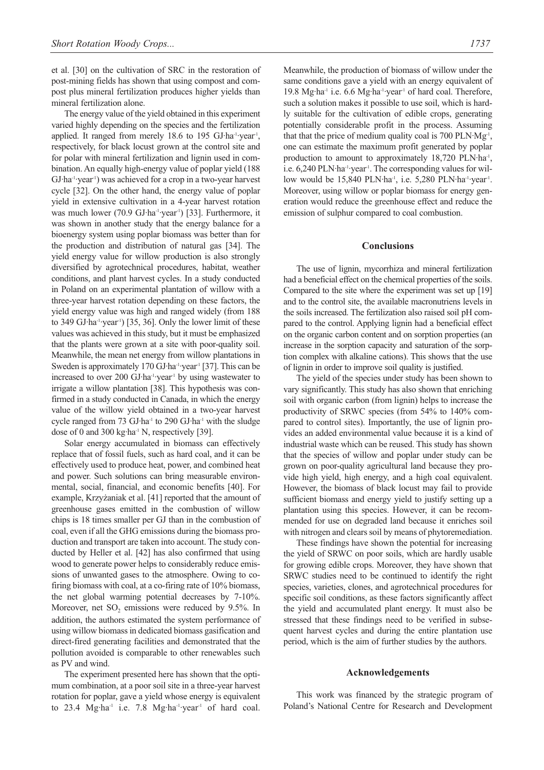et al. [30] on the cultivation of SRC in the restoration of post-mining fields has shown that using compost and compost plus mineral fertilization produces higher yields than mineral fertilization alone.

The energy value of the yield obtained in this experiment varied highly depending on the species and the fertilization applied. It ranged from merely 18.6 to 195 GJ·ha$^{-1}$·year$^{-1}$, respectively, for black locust grown at the control site and for polar with mineral fertilization and lignin used in combination. An equally high-energy value of poplar yield (188 GJ·ha$^{-1}$·year$^{-1}$) was achieved for a crop in a two-year harvest cycle [32]. On the other hand, the energy value of poplar yield in extensive cultivation in a 4-year harvest rotation was much lower (70.9 GJ·ha$^{-1}$·year$^{-1}$) [33]. Furthermore, it was shown in another study that the energy balance for a bioenergy system using poplar biomass was better than for the production and distribution of natural gas [34]. The yield energy value for willow production is also strongly diversified by agrotechnical procedures, habitat, weather conditions, and plant harvest cycles. In a study conducted in Poland on an experimental plantation of willow with a three-year harvest rotation depending on these factors, the yield energy value was high and ranged widely (from 188 to 349 GJ·ha$^{-1}$·year$^{-1}$) [35, 36]. Only the lower limit of these values was achieved in this study, but it must be emphasized that the plants were grown at a site with poor-quality soil. Meanwhile, the mean net energy from willow plantations in Sweden is approximately 170 GJ·ha$^{-1}$·year$^{-1}$ [37]. This can be increased to over 200 GJ·ha$^{-1}$·year$^{-1}$ by using wastewater to irrigate a willow plantation [38]. This hypothesis was confirmed in a study conducted in Canada, in which the energy value of the willow yield obtained in a two-year harvest cycle ranged from 73 GJ·ha$^{-1}$ to 290 GJ·ha$^{-1}$ with the sludge dose of 0 and 300 kg·ha$^{-1}$ N, respectively [39].

Solar energy accumulated in biomass can effectively replace that of fossil fuels, such as hard coal, and it can be effectively used to produce heat, power, and combined heat and power. Such solutions can bring measurable environmental, social, financial, and economic benefits [40]. For example, Krzyżaniak et al. [41] reported that the amount of greenhouse gases emitted in the combustion of willow chips is 18 times smaller per GJ than in the combustion of coal, even if all the GHG emissions during the biomass production and transport are taken into account. The study conducted by Heller et al. [42] has also confirmed that using wood to generate power helps to considerably reduce emissions of unwanted gases to the atmosphere. Owing to co-firing biomass with coal, at a co-firing rate of 10% biomass, the net global warming potential decreases by 7-10%. Moreover, net $SO_2$ emissions were reduced by 9.5%. In addition, the authors estimated the system performance of using willow biomass in dedicated biomass gasification and direct-fired generating facilities and demonstrated that the pollution avoided is comparable to other renewables such as PV and wind.

The experiment presented here has shown that the optimum combination, at a poor soil site in a three-year harvest rotation for poplar, gave a yield whose energy is equivalent to 23.4 Mg·ha$^{-1}$ i.e. 7.8 Mg·ha$^{-1}$·year$^{-1}$ of hard coal. Meanwhile, the production of biomass of willow under the same conditions gave a yield with an energy equivalent of 19.8 Mg·ha$^{-1}$ i.e. 6.6 Mg·ha$^{-1}$·year$^{-1}$ of hard coal. Therefore, such a solution makes it possible to use soil, which is hardly suitable for the cultivation of edible crops, generating potentially considerable profit in the process. Assuming that that the price of medium quality coal is 700 PLN·Mg$^{-1}$, one can estimate the maximum profit generated by poplar production to amount to approximately 18,720 PLN·ha$^{-1}$, i.e. 6,240 PLN·ha$^{-1}$·year$^{-1}$. The corresponding values for willow would be 15,840 PLN·ha$^{-1}$, i.e. 5,280 PLN·ha$^{-1}$·year$^{-1}$. Moreover, using willow or poplar biomass for energy generation would reduce the greenhouse effect and reduce the emission of sulphur compared to coal combustion.

## Conclusions

The use of lignin, mycorrhiza and mineral fertilization had a beneficial effect on the chemical properties of the soils. Compared to the site where the experiment was set up [19] and to the control site, the available macronutriens levels in the soils increased. The fertilization also raised soil pH compared to the control. Applying lignin had a beneficial effect on the organic carbon content and on sorption properties (an increase in the sorption capacity and saturation of the sorption complex with alkaline cations). This shows that the use of lignin in order to improve soil quality is justified.

The yield of the species under study has been shown to vary significantly. This study has also shown that enriching soil with organic carbon (from lignin) helps to increase the productivity of SRWC species (from 54% to 140% compared to control sites). Importantly, the use of lignin provides an added environmental value because it is a kind of industrial waste which can be reused. This study has shown that the species of willow and poplar under study can be grown on poor-quality agricultural land because they provide high yield, high energy, and a high coal equivalent. However, the biomass of black locust may fail to provide sufficient biomass and energy yield to justify setting up a plantation using this species. However, it can be recommended for use on degraded land because it enriches soil with nitrogen and clears soil by means of phytoremediation.

These findings have shown the potential for increasing the yield of SRWC on poor soils, which are hardly usable for growing edible crops. Moreover, they have shown that SRWC studies need to be continued to identify the right species, varieties, clones, and agrotechnical procedures for specific soil conditions, as these factors significantly affect the yield and accumulated plant energy. It must also be stressed that these findings need to be verified in subsequent harvest cycles and during the entire plantation use period, which is the aim of further studies by the authors.

## Acknowledgements

This work was financed by the strategic program of Poland's National Centre for Research and Development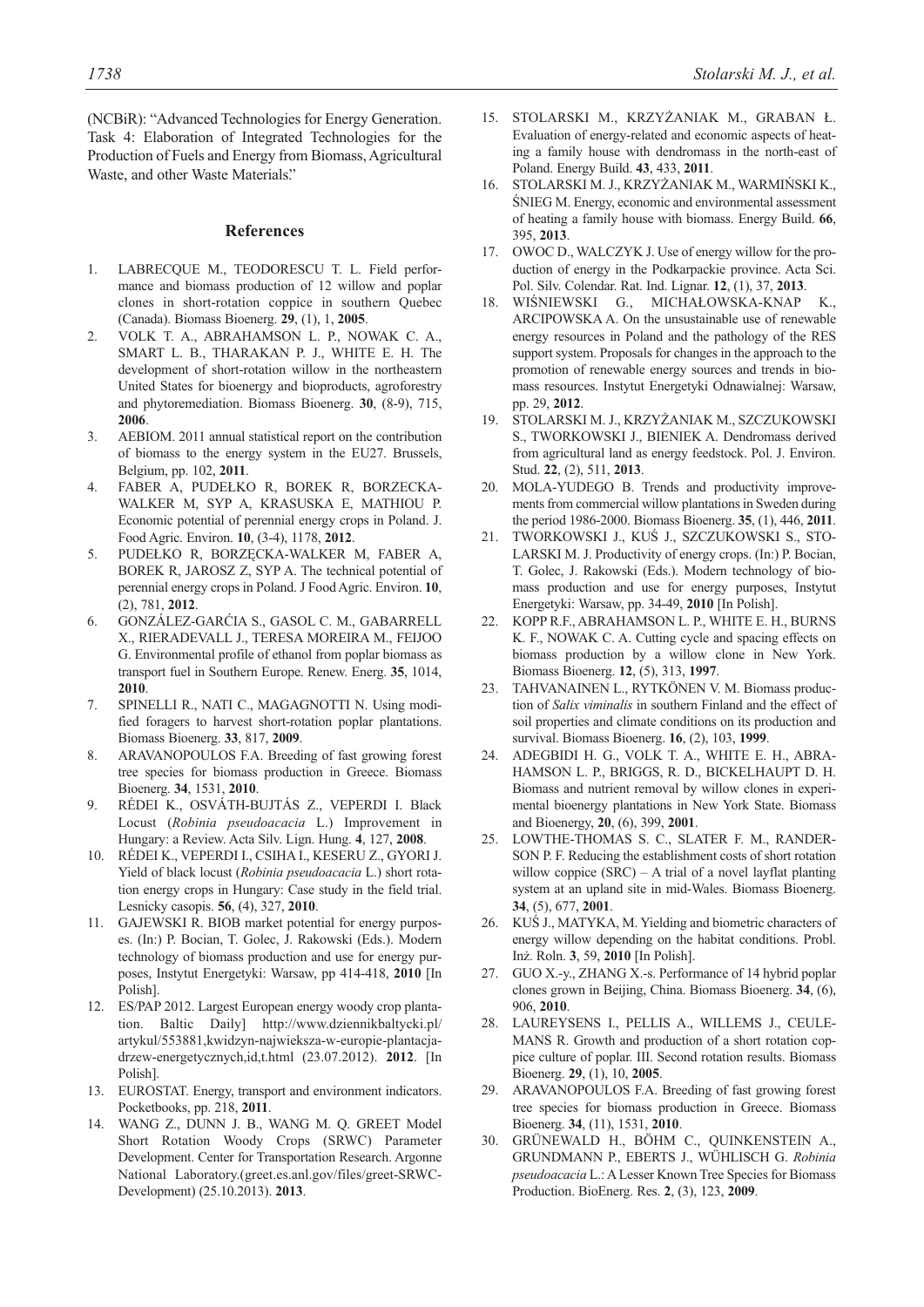(NCBiR): "Advanced Technologies for Energy Generation. Task 4: Elaboration of Integrated Technologies for the Production of Fuels and Energy from Biomass, Agricultural Waste, and other Waste Materials."

## References

1. LABRECQUE M., TEODORESCU T. L. Field performance and biomass production of 12 willow and poplar clones in short-rotation coppice in southern Quebec (Canada). Biomass Bioenerg. **29**, (1), 1, **2005**.
2. VOLK T. A., ABRAHAMSON L. P., NOWAK C. A., SMART L. B., THARAKAN P. J., WHITE E. H. The development of short-rotation willow in the northeastern United States for bioenergy and bioproducts, agroforestry and phytoremediation. Biomass Bioenerg. **30**, (8-9), 715, **2006**.
3. AEBIOM. 2011 annual statistical report on the contribution of biomass to the energy system in the EU27. Brussels, Belgium, pp. 102, **2011**.
4. FABER A, PUDEŁKO R, BOREK R, BORZECKA-WALKER M, SYP A, KRASUSKA E, MATHIOU P. Economic potential of perennial energy crops in Poland. J. Food Agric. Environ. **10**, (3-4), 1178, **2012**.
5. PUDEŁKO R, BORZĘCKA-WALKER M, FABER A, BOREK R, JAROSZ Z, SYP A. The technical potential of perennial energy crops in Poland. J Food Agric. Environ. **10**, (2), 781, **2012**.
6. GONZÁLEZ-GARĆIA S., GASOL C. M., GABARRELL X., RIERADEVALL J., TERESA MOREIRA M., FEIJOO G. Environmental profile of ethanol from poplar biomass as transport fuel in Southern Europe. Renew. Energ. **35**, 1014, **2010**.
7. SPINELLI R., NATI C., MAGAGNOTTI N. Using modified foragers to harvest short-rotation poplar plantations. Biomass Bioenerg. **33**, 817, **2009**.
8. ARAVANOPOULOS F.A. Breeding of fast growing forest tree species for biomass production in Greece. Biomass Bioenerg. **34**, 1531, **2010**.
9. RÉDEI K., OSVÁTH-BUJTÁS Z., VEPERDI I. Black Locust (*Robinia pseudoacacia* L.) Improvement in Hungary: a Review. Acta Silv. Lign. Hung. **4**, 127, **2008**.
10. RÉDEI K., VEPERDI I., CSIHA I., KESERU Z., GYORI J. Yield of black locust (*Robinia pseudoacacia* L.) short rotation energy crops in Hungary: Case study in the field trial. Lesnicky casopis. **56**, (4), 327, **2010**.
11. GAJEWSKI R. BIOB market potential for energy purposes. (In:) P. Bocian, T. Golec, J. Rakowski (Eds.). Modern technology of biomass production and use for energy purposes, Instytut Energetyki: Warsaw, pp 414-418, **2010** [In Polish].
12. ES/PAP 2012. Largest European energy woody crop plantation. Baltic Daily] http://www.dziennikbaltycki.pl/artykul/553811,kwidzyn-najwieksza-w-europie-plantacja-drzew-energetycznych,id,t.html (23.07.2012). **2012**. [In Polish].
13. EUROSTAT. Energy, transport and environment indicators. Pocketbooks, pp. 218, **2011**.
14. WANG Z., DUNN J. B., WANG M. Q. GREET Model Short Rotation Woody Crops (SRWC) Parameter Development. Center for Transportation Research. Argonne National Laboratory.(greet.es.anl.gov/files/greet-SRWC-Development) (25.10.2013). **2013**.
15. STOLARSKI M., KRZYŻANIAK M., GRABAN Ł. Evaluation of energy-related and economic aspects of heating a family house with dendromass in the north-east of Poland. Energy Build. **43**, 433, **2011**.
16. STOLARSKI M. J., KRZYŻANIAK M., WARMIŃSKI K., ŚNIEG M. Energy, economic and environmental assessment of heating a family house with biomass. Energy Build. **66**, 395, **2013**.
17. OWOC D., WALCZYK J. Use of energy willow for the production of energy in the Podkarpackie province. Acta Sci. Pol. Silv. Colendar. Rat. Ind. Lignar. **12**, (1), 37, **2013**.
18. WIŚNIEWSKI G., MICHAŁOWSKA-KNAP K., ARCIPOWSKA A. On the unsustainable use of renewable energy resources in Poland and the pathology of the RES support system. Proposals for changes in the approach to the promotion of renewable energy sources and trends in biomass resources. Instytut Energetyki Odnawialnej: Warsaw, pp. 29, **2012**.
19. STOLARSKI M. J., KRZYŻANIAK M., SZCZUKOWSKI S., TWORKOWSKI J., BIENIEK A. Dendromass derived from agricultural land as energy feedstock. Pol. J. Environ. Stud. **22**, (2), 511, **2013**.
20. MOLA-YUDEGO B. Trends and productivity improvements from commercial willow plantations in Sweden during the period 1986-2000. Biomass Bioenerg. **35**, (1), 446, **2011**.
21. TWORKOWSKI J., KUŚ J., SZCZUKOWSKI S., STOLARSKI M. J. Productivity of energy crops. (In:) P. Bocian, T. Golec, J. Rakowski (Eds.). Modern technology of biomass production and use for energy purposes, Instytut Energetyki: Warsaw, pp. 34-49, **2010** [In Polish].
22. KOPP R.F., ABRAHAMSON L. P., WHITE E. H., BURNS K. F., NOWAK C. A. Cutting cycle and spacing effects on biomass production by a willow clone in New York. Biomass Bioenerg. **12**, (5), 313, **1997**.
23. TAHVANAINEN L., RYTKÖNEN V. M. Biomass production of *Salix viminalis* in southern Finland and the effect of soil properties and climate conditions on its production and survival. Biomass Bioenerg. **16**, (2), 103, **1999**.
24. ADEGBIDI H. G., VOLK T. A., WHITE E. H., ABRAHAMSON L. P., BRIGGS, R. D., BICKELHAUPT D. H. Biomass and nutrient removal by willow clones in experimental bioenergy plantations in New York State. Biomass and Bioenergy, **20**, (6), 399, **2001**.
25. LOWTHE-THOMAS S. C., SLATER F. M., RANDERSON P. F. Reducing the establishment costs of short rotation willow coppice (SRC) – A trial of a novel layflat planting system at an upland site in mid-Wales. Biomass Bioenerg. **34**, (5), 677, **2001**.
26. KUŚ J., MATYKA, M. Yielding and biometric characters of energy willow depending on the habitat conditions. Probl. Inż. Roln. **3**, 59, **2010** [In Polish].
27. GUO X.-y., ZHANG X.-s. Performance of 14 hybrid poplar clones grown in Beijing, China. Biomass Bioenerg. **34**, (6), 906, **2010**.
28. LAUREYSENS I., PELLIS A., WILLEMS J., CEULEMANS R. Growth and production of a short rotation coppice culture of poplar. III. Second rotation results. Biomass Bioenerg. **29**, (1), 10, **2005**.
29. ARAVANOPOULOS F.A. Breeding of fast growing forest tree species for biomass production in Greece. Biomass Bioenerg. **34**, (11), 1531, **2010**.
30. GRÜNEWALD H., BÖHM C., QUINKENSTEIN A., GRUNDMANN P., EBERTS J., WÜHLISCH G. *Robinia pseudoacacia* L.: A Lesser Known Tree Species for Biomass Production. BioEnerg. Res. **2**, (3), 123, **2009**.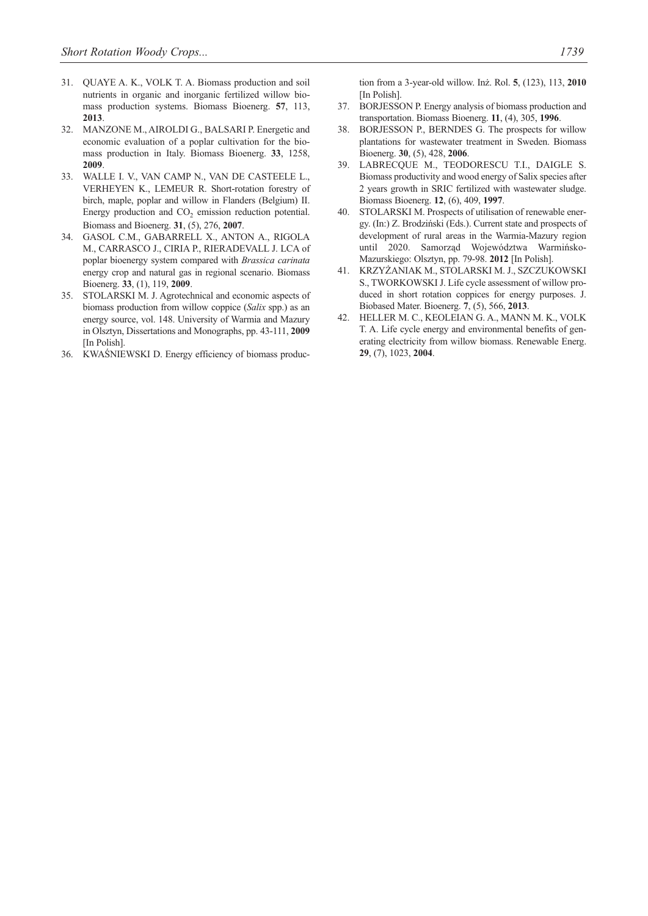31. QUAYE A. K., VOLK T. A. Biomass production and soil nutrients in organic and inorganic fertilized willow biomass production systems. Biomass Bioenerg. **57**, 113, **2013**.
32. MANZONE M., AIROLDI G., BALSARI P. Energetic and economic evaluation of a poplar cultivation for the biomass production in Italy. Biomass Bioenerg. **33**, 1258, **2009**.
33. WALLE I. V., VAN CAMP N., VAN DE CASTEELE L., VERHEYEN K., LEMEUR R. Short-rotation forestry of birch, maple, poplar and willow in Flanders (Belgium) II. Energy production and $CO_2$ emission reduction potential. Biomass and Bioenerg. **31**, (5), 276, **2007**.
34. GASOL C.M., GABARRELL X., ANTON A., RIGOLA M., CARRASCO J., CIRIA P., RIERADEVALL J. LCA of poplar bioenergy system compared with *Brassica carinata* energy crop and natural gas in regional scenario. Biomass Bioenerg. **33**, (1), 119, **2009**.
35. STOLARSKI M. J. Agrotechnical and economic aspects of biomass production from willow coppice (*Salix* spp.) as an energy source, vol. 148. University of Warmia and Mazury in Olsztyn, Dissertations and Monographs, pp. 43-111, **2009** [In Polish].
36. KWAŚNIEWSKI D. Energy efficiency of biomass production from a 3-year-old willow. Inż. Rol. **5**, (123), 113, **2010** [In Polish].
37. BORJESSON P. Energy analysis of biomass production and transportation. Biomass Bioenerg. **11**, (4), 305, **1996**.
38. BORJESSON P., BERNDES G. The prospects for willow plantations for wastewater treatment in Sweden. Biomass Bioenerg. **30**, (5), 428, **2006**.
39. LABRECQUE M., TEODORESCU T.I., DAIGLE S. Biomass productivity and wood energy of Salix species after 2 years growth in SRIC fertilized with wastewater sludge. Biomass Bioenerg. **12**, (6), 409, **1997**.
40. STOLARSKI M. Prospects of utilisation of renewable energy. (In:) Z. Brodziński (Eds.). Current state and prospects of development of rural areas in the Warmia-Mazury region until 2020. Samorząd Województwa Warmińsko-Mazurskiego: Olsztyn, pp. 79-98. **2012** [In Polish].
41. KRZYŻANIAK M., STOLARSKI M. J., SZCZUKOWSKI S., TWORKOWSKI J. Life cycle assessment of willow produced in short rotation coppices for energy purposes. J. Biobased Mater. Bioenerg. **7**, (5), 566, **2013**.
42. HELLER M. C., KEOLEIAN G. A., MANN M. K., VOLK T. A. Life cycle energy and environmental benefits of generating electricity from willow biomass. Renewable Energ. **29**, (7), 1023, **2004**.